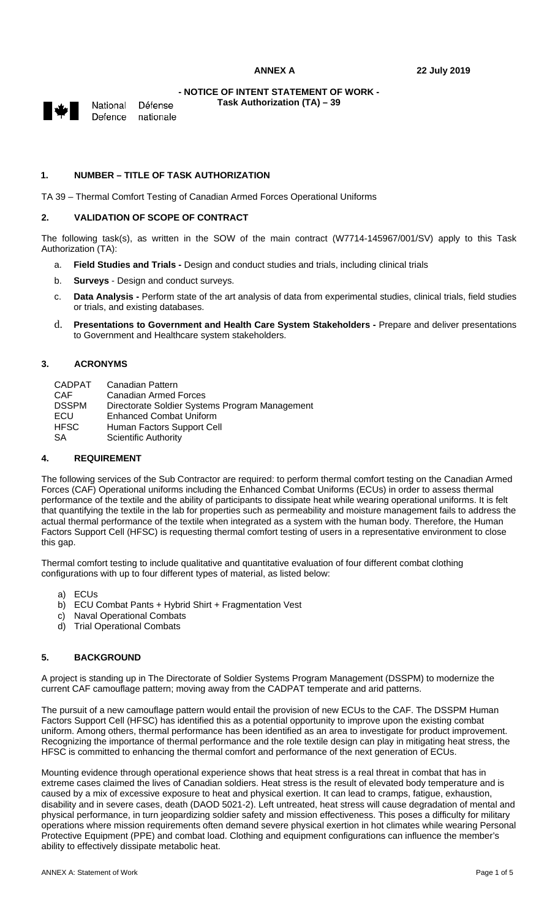**ANNEX A** **22 July 2019**

**- NOTICE OF INTENT STATEMENT OF WORK -**
**Task Authorization (TA) – 39**

National Defence / Défense nationale

## 1. NUMBER – TITLE OF TASK AUTHORIZATION

TA 39 – Thermal Comfort Testing of Canadian Armed Forces Operational Uniforms

## 2. VALIDATION OF SCOPE OF CONTRACT

The following task(s), as written in the SOW of the main contract (W7714-145967/001/SV) apply to this Task Authorization (TA):

a. **Field Studies and Trials -** Design and conduct studies and trials, including clinical trials

b. **Surveys** - Design and conduct surveys.

c. **Data Analysis -** Perform state of the art analysis of data from experimental studies, clinical trials, field studies or trials, and existing databases.

d. **Presentations to Government and Health Care System Stakeholders -** Prepare and deliver presentations to Government and Healthcare system stakeholders.

## 3. ACRONYMS

| | |
|---|---|
| CADPAT | Canadian Pattern |
| CAF | Canadian Armed Forces |
| DSSPM | Directorate Soldier Systems Program Management |
| ECU | Enhanced Combat Uniform |
| HFSC | Human Factors Support Cell |
| SA | Scientific Authority |

## 4. REQUIREMENT

The following services of the Sub Contractor are required: to perform thermal comfort testing on the Canadian Armed Forces (CAF) Operational uniforms including the Enhanced Combat Uniforms (ECUs) in order to assess thermal performance of the textile and the ability of participants to dissipate heat while wearing operational uniforms. It is felt that quantifying the textile in the lab for properties such as permeability and moisture management fails to address the actual thermal performance of the textile when integrated as a system with the human body. Therefore, the Human Factors Support Cell (HFSC) is requesting thermal comfort testing of users in a representative environment to close this gap.

Thermal comfort testing to include qualitative and quantitative evaluation of four different combat clothing configurations with up to four different types of material, as listed below:

a) ECUs
b) ECU Combat Pants + Hybrid Shirt + Fragmentation Vest
c) Naval Operational Combats
d) Trial Operational Combats

## 5. BACKGROUND

A project is standing up in The Directorate of Soldier Systems Program Management (DSSPM) to modernize the current CAF camouflage pattern; moving away from the CADPAT temperate and arid patterns.

The pursuit of a new camouflage pattern would entail the provision of new ECUs to the CAF. The DSSPM Human Factors Support Cell (HFSC) has identified this as a potential opportunity to improve upon the existing combat uniform. Among others, thermal performance has been identified as an area to investigate for product improvement. Recognizing the importance of thermal performance and the role textile design can play in mitigating heat stress, the HFSC is committed to enhancing the thermal comfort and performance of the next generation of ECUs.

Mounting evidence through operational experience shows that heat stress is a real threat in combat that has in extreme cases claimed the lives of Canadian soldiers. Heat stress is the result of elevated body temperature and is caused by a mix of excessive exposure to heat and physical exertion. It can lead to cramps, fatigue, exhaustion, disability and in severe cases, death (DAOD 5021-2). Left untreated, heat stress will cause degradation of mental and physical performance, in turn jeopardizing soldier safety and mission effectiveness. This poses a difficulty for military operations where mission requirements often demand severe physical exertion in hot climates while wearing Personal Protective Equipment (PPE) and combat load. Clothing and equipment configurations can influence the member's ability to effectively dissipate metabolic heat.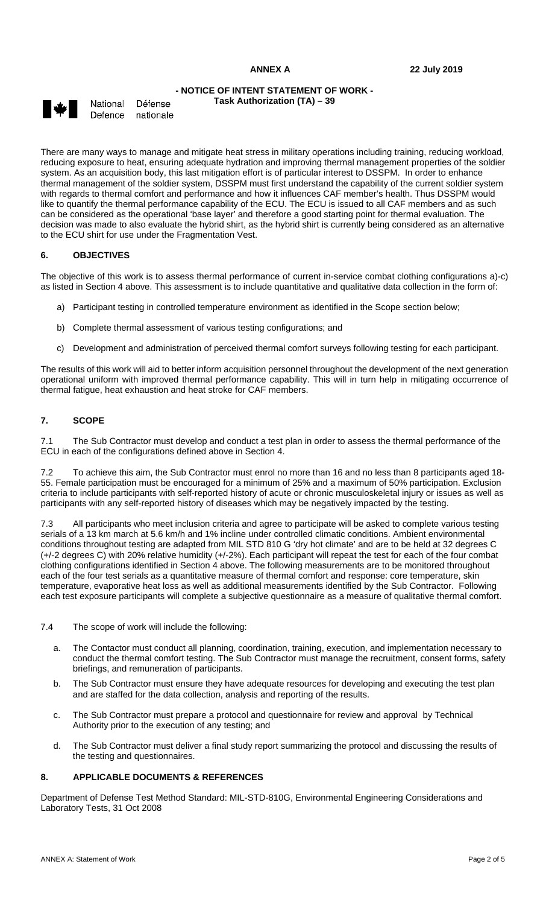**- NOTICE OF INTENT STATEMENT OF WORK -**
**Task Authorization (TA) – 39**

National Defence / Défense nationale

There are many ways to manage and mitigate heat stress in military operations including training, reducing workload, reducing exposure to heat, ensuring adequate hydration and improving thermal management properties of the soldier system. As an acquisition body, this last mitigation effort is of particular interest to DSSPM. In order to enhance thermal management of the soldier system, DSSPM must first understand the capability of the current soldier system with regards to thermal comfort and performance and how it influences CAF member's health. Thus DSSPM would like to quantify the thermal performance capability of the ECU. The ECU is issued to all CAF members and as such can be considered as the operational 'base layer' and therefore a good starting point for thermal evaluation. The decision was made to also evaluate the hybrid shirt, as the hybrid shirt is currently being considered as an alternative to the ECU shirt for use under the Fragmentation Vest.

## 6. OBJECTIVES

The objective of this work is to assess thermal performance of current in-service combat clothing configurations a)-c) as listed in Section 4 above. This assessment is to include quantitative and qualitative data collection in the form of:

a) Participant testing in controlled temperature environment as identified in the Scope section below;

b) Complete thermal assessment of various testing configurations; and

c) Development and administration of perceived thermal comfort surveys following testing for each participant.

The results of this work will aid to better inform acquisition personnel throughout the development of the next generation operational uniform with improved thermal performance capability. This will in turn help in mitigating occurrence of thermal fatigue, heat exhaustion and heat stroke for CAF members.

## 7. SCOPE

7.1 The Sub Contractor must develop and conduct a test plan in order to assess the thermal performance of the ECU in each of the configurations defined above in Section 4.

7.2 To achieve this aim, the Sub Contractor must enrol no more than 16 and no less than 8 participants aged 18-55. Female participation must be encouraged for a minimum of 25% and a maximum of 50% participation. Exclusion criteria to include participants with self-reported history of acute or chronic musculoskeletal injury or issues as well as participants with any self-reported history of diseases which may be negatively impacted by the testing.

7.3 All participants who meet inclusion criteria and agree to participate will be asked to complete various testing serials of a 13 km march at 5.6 km/h and 1% incline under controlled climatic conditions. Ambient environmental conditions throughout testing are adapted from MIL STD 810 G 'dry hot climate' and are to be held at 32 degrees C (+/-2 degrees C) with 20% relative humidity (+/-2%). Each participant will repeat the test for each of the four combat clothing configurations identified in Section 4 above. The following measurements are to be monitored throughout each of the four test serials as a quantitative measure of thermal comfort and response: core temperature, skin temperature, evaporative heat loss as well as additional measurements identified by the Sub Contractor. Following each test exposure participants will complete a subjective questionnaire as a measure of qualitative thermal comfort.

7.4 The scope of work will include the following:

a. The Contactor must conduct all planning, coordination, training, execution, and implementation necessary to conduct the thermal comfort testing. The Sub Contractor must manage the recruitment, consent forms, safety briefings, and remuneration of participants.

b. The Sub Contractor must ensure they have adequate resources for developing and executing the test plan and are staffed for the data collection, analysis and reporting of the results.

c. The Sub Contractor must prepare a protocol and questionnaire for review and approval by Technical Authority prior to the execution of any testing; and

d. The Sub Contractor must deliver a final study report summarizing the protocol and discussing the results of the testing and questionnaires.

## 8. APPLICABLE DOCUMENTS & REFERENCES

Department of Defense Test Method Standard: MIL-STD-810G, Environmental Engineering Considerations and Laboratory Tests, 31 Oct 2008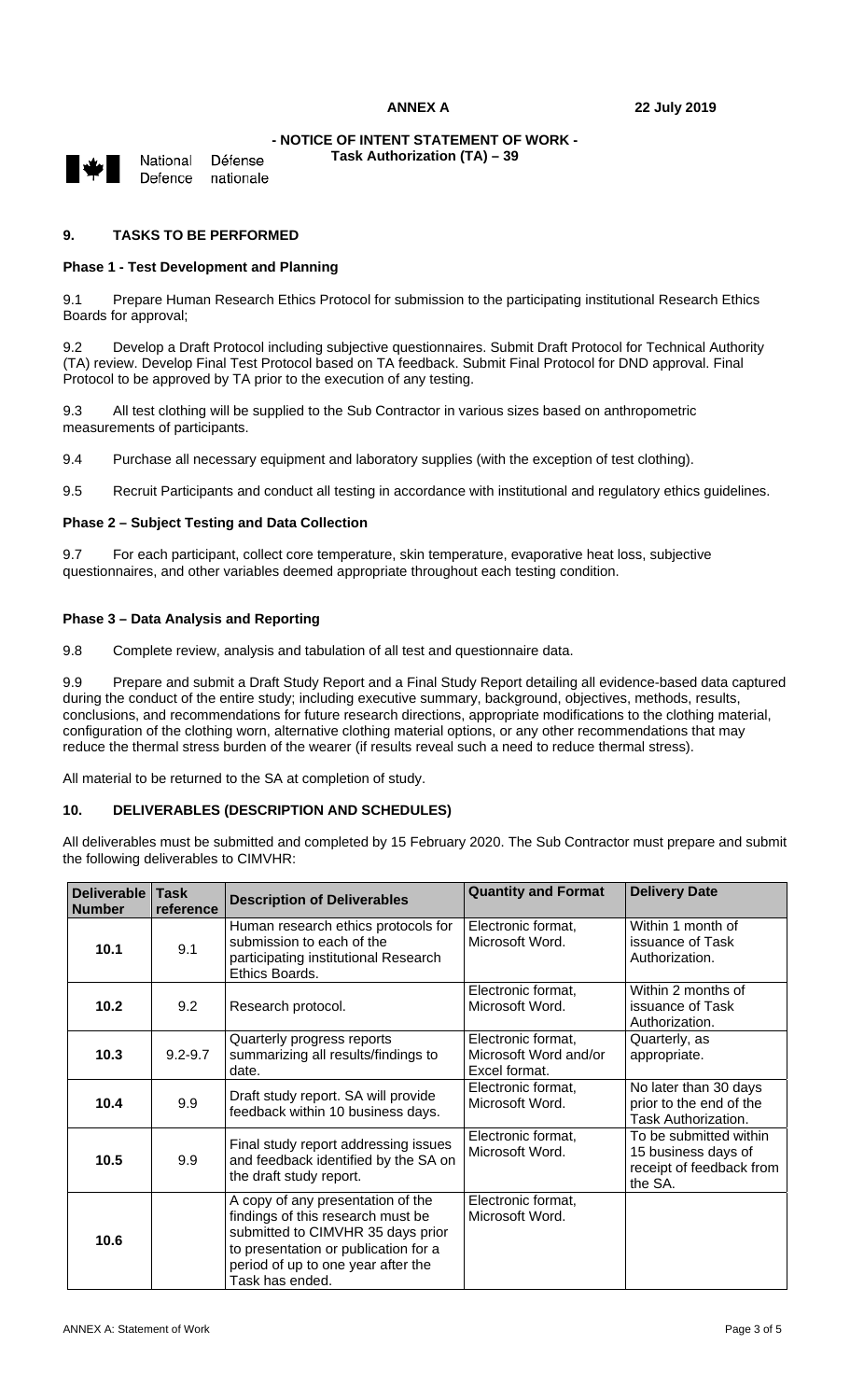**ANNEX A** **22 July 2019**

**- NOTICE OF INTENT STATEMENT OF WORK -**
**Task Authorization (TA) – 39**

National Defence Défense nationale

## 9. TASKS TO BE PERFORMED

### Phase 1 - Test Development and Planning

9.1 Prepare Human Research Ethics Protocol for submission to the participating institutional Research Ethics Boards for approval;

9.2 Develop a Draft Protocol including subjective questionnaires. Submit Draft Protocol for Technical Authority (TA) review. Develop Final Test Protocol based on TA feedback. Submit Final Protocol for DND approval. Final Protocol to be approved by TA prior to the execution of any testing.

9.3 All test clothing will be supplied to the Sub Contractor in various sizes based on anthropometric measurements of participants.

9.4 Purchase all necessary equipment and laboratory supplies (with the exception of test clothing).

9.5 Recruit Participants and conduct all testing in accordance with institutional and regulatory ethics guidelines.

### Phase 2 – Subject Testing and Data Collection

9.7 For each participant, collect core temperature, skin temperature, evaporative heat loss, subjective questionnaires, and other variables deemed appropriate throughout each testing condition.

### Phase 3 – Data Analysis and Reporting

9.8 Complete review, analysis and tabulation of all test and questionnaire data.

9.9 Prepare and submit a Draft Study Report and a Final Study Report detailing all evidence-based data captured during the conduct of the entire study; including executive summary, background, objectives, methods, results, conclusions, and recommendations for future research directions, appropriate modifications to the clothing material, configuration of the clothing worn, alternative clothing material options, or any other recommendations that may reduce the thermal stress burden of the wearer (if results reveal such a need to reduce thermal stress).

All material to be returned to the SA at completion of study.

## 10. DELIVERABLES (DESCRIPTION AND SCHEDULES)

All deliverables must be submitted and completed by 15 February 2020. The Sub Contractor must prepare and submit the following deliverables to CIMVHR:

| Deliverable Number | Task reference | Description of Deliverables | Quantity and Format | Delivery Date |
|---|---|---|---|---|
| **10.1** | 9.1 | Human research ethics protocols for submission to each of the participating institutional Research Ethics Boards. | Electronic format, Microsoft Word. | Within 1 month of issuance of Task Authorization. |
| **10.2** | 9.2 | Research protocol. | Electronic format, Microsoft Word. | Within 2 months of issuance of Task Authorization. |
| **10.3** | 9.2-9.7 | Quarterly progress reports summarizing all results/findings to date. | Electronic format, Microsoft Word and/or Excel format. | Quarterly, as appropriate. |
| **10.4** | 9.9 | Draft study report. SA will provide feedback within 10 business days. | Electronic format, Microsoft Word. | No later than 30 days prior to the end of the Task Authorization. |
| **10.5** | 9.9 | Final study report addressing issues and feedback identified by the SA on the draft study report. | Electronic format, Microsoft Word. | To be submitted within 15 business days of receipt of feedback from the SA. |
| **10.6** | | A copy of any presentation of the findings of this research must be submitted to CIMVHR 35 days prior to presentation or publication for a period of up to one year after the Task has ended. | Electronic format, Microsoft Word. | |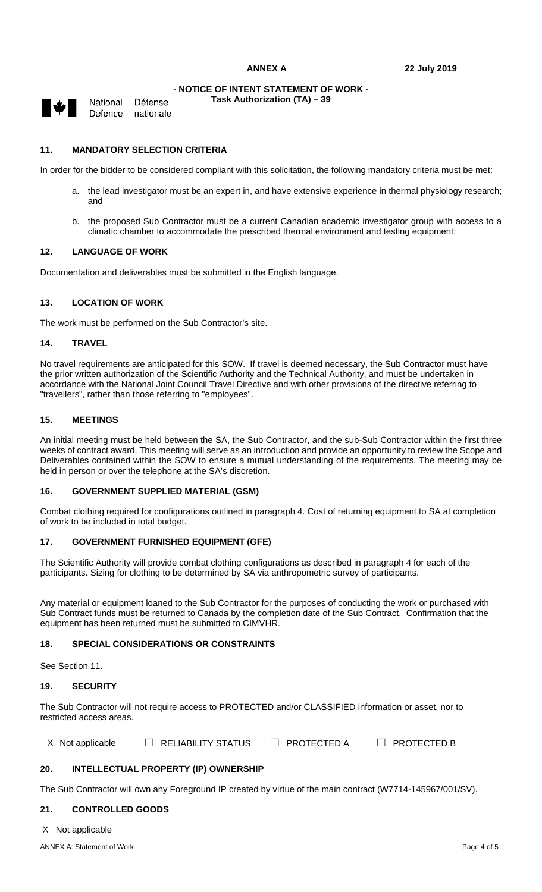**ANNEX A** **22 July 2019**

**- NOTICE OF INTENT STATEMENT OF WORK -**
**Task Authorization (TA) – 39**

National Defence Défense nationale

## 11. MANDATORY SELECTION CRITERIA

In order for the bidder to be considered compliant with this solicitation, the following mandatory criteria must be met:

a. the lead investigator must be an expert in, and have extensive experience in thermal physiology research; and

b. the proposed Sub Contractor must be a current Canadian academic investigator group with access to a climatic chamber to accommodate the prescribed thermal environment and testing equipment;

## 12. LANGUAGE OF WORK

Documentation and deliverables must be submitted in the English language.

## 13. LOCATION OF WORK

The work must be performed on the Sub Contractor's site.

## 14. TRAVEL

No travel requirements are anticipated for this SOW. If travel is deemed necessary, the Sub Contractor must have the prior written authorization of the Scientific Authority and the Technical Authority, and must be undertaken in accordance with the National Joint Council Travel Directive and with other provisions of the directive referring to "travellers", rather than those referring to "employees".

## 15. MEETINGS

An initial meeting must be held between the SA, the Sub Contractor, and the sub-Sub Contractor within the first three weeks of contract award. This meeting will serve as an introduction and provide an opportunity to review the Scope and Deliverables contained within the SOW to ensure a mutual understanding of the requirements. The meeting may be held in person or over the telephone at the SA's discretion.

## 16. GOVERNMENT SUPPLIED MATERIAL (GSM)

Combat clothing required for configurations outlined in paragraph 4. Cost of returning equipment to SA at completion of work to be included in total budget.

## 17. GOVERNMENT FURNISHED EQUIPMENT (GFE)

The Scientific Authority will provide combat clothing configurations as described in paragraph 4 for each of the participants. Sizing for clothing to be determined by SA via anthropometric survey of participants.

Any material or equipment loaned to the Sub Contractor for the purposes of conducting the work or purchased with Sub Contract funds must be returned to Canada by the completion date of the Sub Contract. Confirmation that the equipment has been returned must be submitted to CIMVHR.

## 18. SPECIAL CONSIDERATIONS OR CONSTRAINTS

See Section 11.

## 19. SECURITY

The Sub Contractor will not require access to PROTECTED and/or CLASSIFIED information or asset, nor to restricted access areas.

X Not applicable ☐ RELIABILITY STATUS ☐ PROTECTED A ☐ PROTECTED B

## 20. INTELLECTUAL PROPERTY (IP) OWNERSHIP

The Sub Contractor will own any Foreground IP created by virtue of the main contract (W7714-145967/001/SV).

## 21. CONTROLLED GOODS

X Not applicable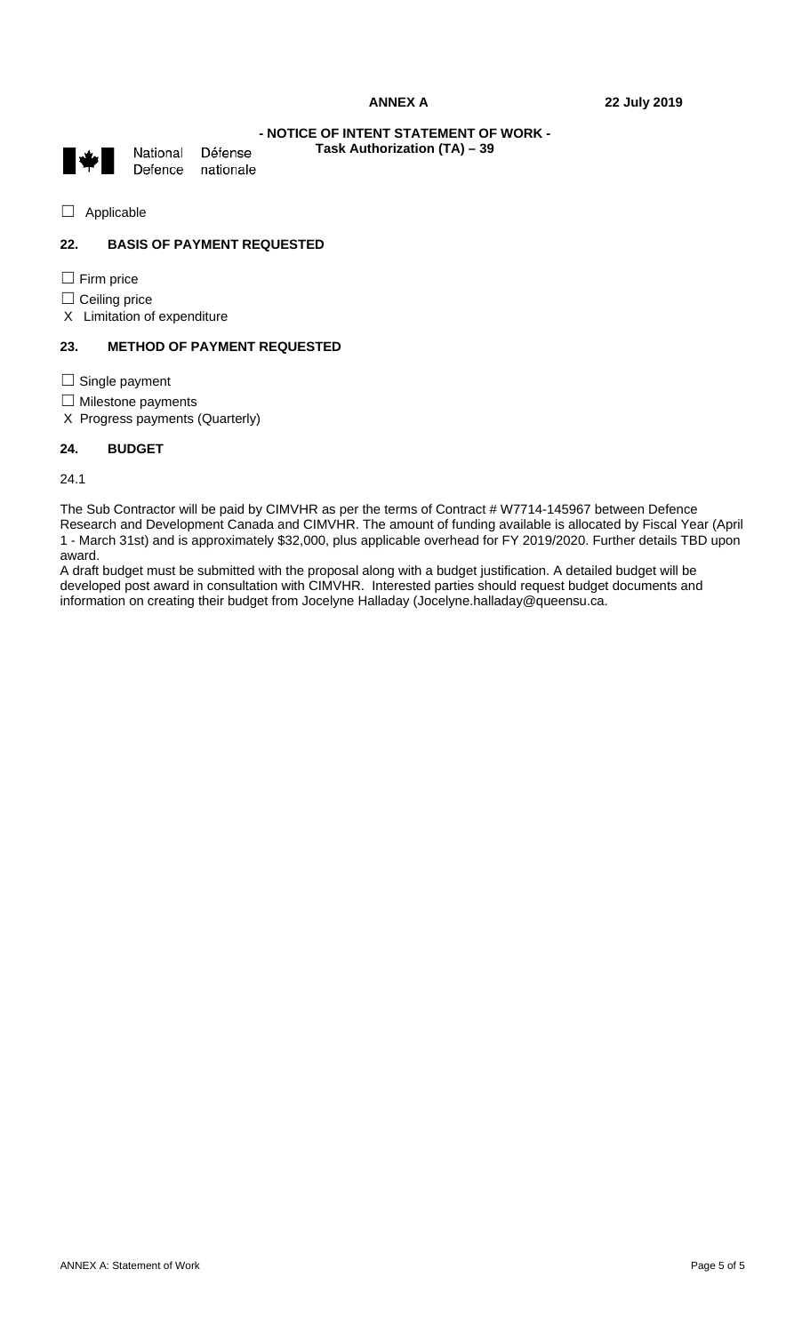**ANNEX A** **22 July 2019**

**- NOTICE OF INTENT STATEMENT OF WORK -**
**Task Authorization (TA) – 39**

National Defence Défense nationale

☐ Applicable

## 22. BASIS OF PAYMENT REQUESTED

☐ Firm price
☐ Ceiling price
X Limitation of expenditure

## 23. METHOD OF PAYMENT REQUESTED

☐ Single payment
☐ Milestone payments
X Progress payments (Quarterly)

## 24. BUDGET

24.1

The Sub Contractor will be paid by CIMVHR as per the terms of Contract # W7714-145967 between Defence Research and Development Canada and CIMVHR. The amount of funding available is allocated by Fiscal Year (April 1 - March 31st) and is approximately $32,000, plus applicable overhead for FY 2019/2020. Further details TBD upon award.
A draft budget must be submitted with the proposal along with a budget justification. A detailed budget will be developed post award in consultation with CIMVHR. Interested parties should request budget documents and information on creating their budget from Jocelyne Halladay (Jocelyne.halladay@queensu.ca.